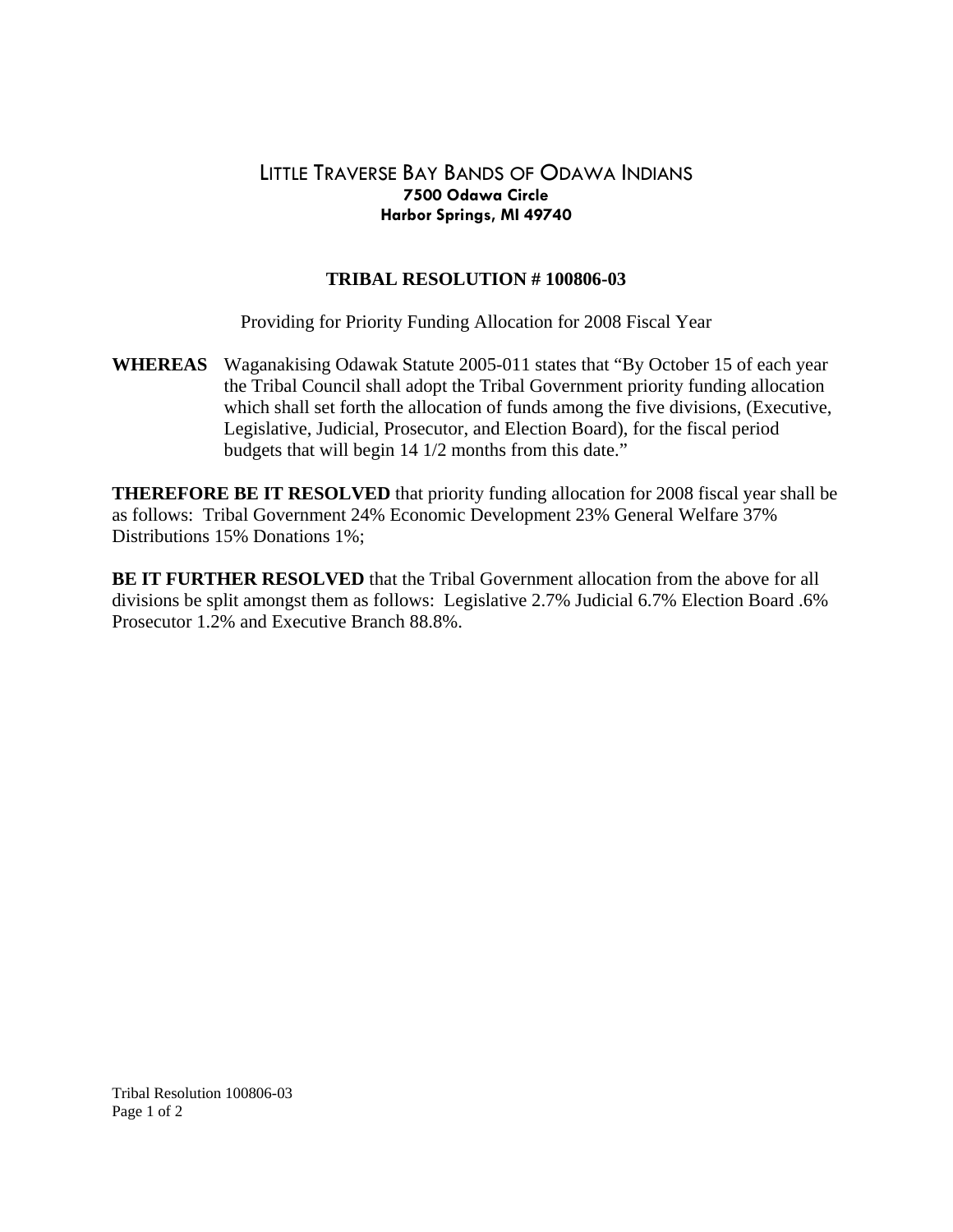# LITTLE TRAVERSE BAY BANDS OF ODAWA INDIANS

**7500 Odawa Circle**
**Harbor Springs, MI 49740**

## TRIBAL RESOLUTION # 100806-03

Providing for Priority Funding Allocation for 2008 Fiscal Year

**WHEREAS** Waganakising Odawak Statute 2005-011 states that "By October 15 of each year the Tribal Council shall adopt the Tribal Government priority funding allocation which shall set forth the allocation of funds among the five divisions, (Executive, Legislative, Judicial, Prosecutor, and Election Board), for the fiscal period budgets that will begin 14 1/2 months from this date."

**THEREFORE BE IT RESOLVED** that priority funding allocation for 2008 fiscal year shall be as follows: Tribal Government 24% Economic Development 23% General Welfare 37% Distributions 15% Donations 1%;

**BE IT FURTHER RESOLVED** that the Tribal Government allocation from the above for all divisions be split amongst them as follows: Legislative 2.7% Judicial 6.7% Election Board .6% Prosecutor 1.2% and Executive Branch 88.8%.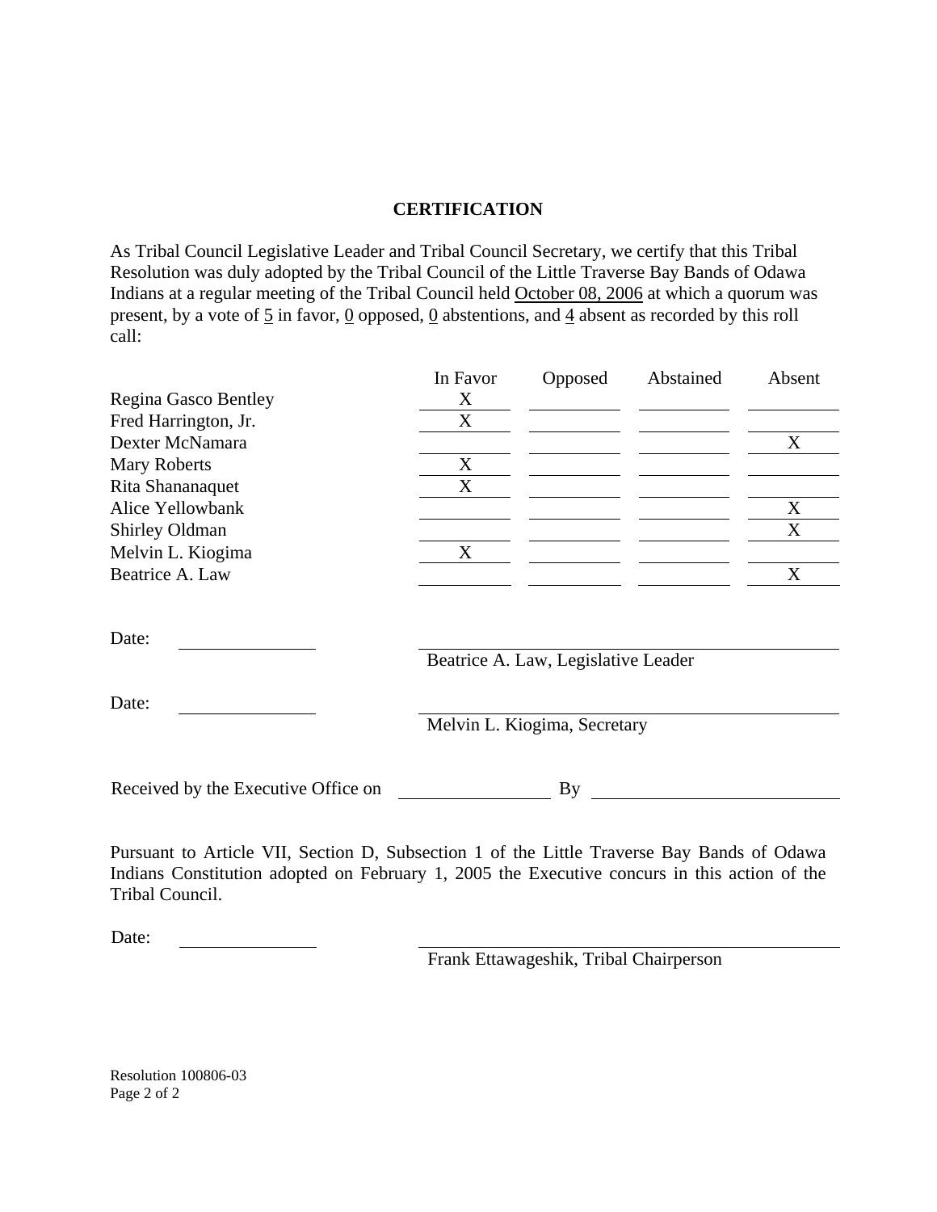## CERTIFICATION

As Tribal Council Legislative Leader and Tribal Council Secretary, we certify that this Tribal Resolution was duly adopted by the Tribal Council of the Little Traverse Bay Bands of Odawa Indians at a regular meeting of the Tribal Council held October 08, 2006 at which a quorum was present, by a vote of 5 in favor, 0 opposed, 0 abstentions, and 4 absent as recorded by this roll call:

| | In Favor | Opposed | Abstained | Absent |
|---|---|---|---|---|
| Regina Gasco Bentley | X | | | |
| Fred Harrington, Jr. | X | | | |
| Dexter McNamara | | | | X |
| Mary Roberts | X | | | |
| Rita Shananaquet | X | | | |
| Alice Yellowbank | | | | X |
| Shirley Oldman | | | | X |
| Melvin L. Kiogima | X | | | |
| Beatrice A. Law | | | | X |

Date: ______________

Beatrice A. Law, Legislative Leader

Date: ______________

Melvin L. Kiogima, Secretary

Received by the Executive Office on ______________ By ______________

Pursuant to Article VII, Section D, Subsection 1 of the Little Traverse Bay Bands of Odawa Indians Constitution adopted on February 1, 2005 the Executive concurs in this action of the Tribal Council.

Date: ______________

Frank Ettawageshik, Tribal Chairperson

Resolution 100806-03